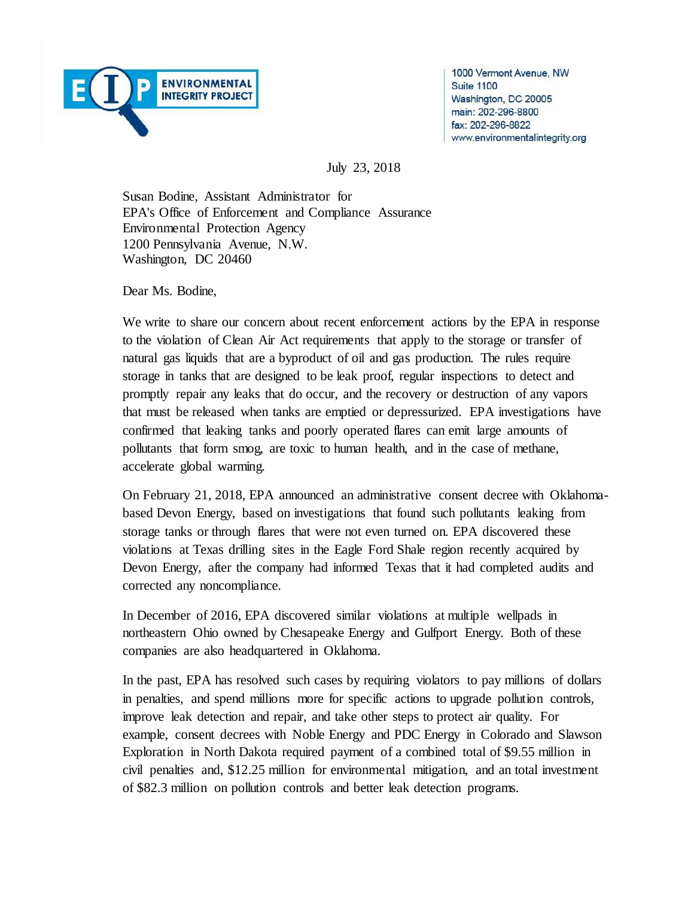ENVIRONMENTAL INTEGRITY PROJECT

1000 Vermont Avenue, NW
Suite 1100
Washington, DC 20005
main: 202-296-8800
fax: 202-296-8822
www.environmentalintegrity.org

July 23, 2018

Susan Bodine, Assistant Administrator for
EPA's Office of Enforcement and Compliance Assurance
Environmental Protection Agency
1200 Pennsylvania Avenue, N.W.
Washington, DC 20460

Dear Ms. Bodine,

We write to share our concern about recent enforcement actions by the EPA in response to the violation of Clean Air Act requirements that apply to the storage or transfer of natural gas liquids that are a byproduct of oil and gas production. The rules require storage in tanks that are designed to be leak proof, regular inspections to detect and promptly repair any leaks that do occur, and the recovery or destruction of any vapors that must be released when tanks are emptied or depressurized. EPA investigations have confirmed that leaking tanks and poorly operated flares can emit large amounts of pollutants that form smog, are toxic to human health, and in the case of methane, accelerate global warming.

On February 21, 2018, EPA announced an administrative consent decree with Oklahoma-based Devon Energy, based on investigations that found such pollutants leaking from storage tanks or through flares that were not even turned on. EPA discovered these violations at Texas drilling sites in the Eagle Ford Shale region recently acquired by Devon Energy, after the company had informed Texas that it had completed audits and corrected any noncompliance.

In December of 2016, EPA discovered similar violations at multiple wellpads in northeastern Ohio owned by Chesapeake Energy and Gulfport Energy. Both of these companies are also headquartered in Oklahoma.

In the past, EPA has resolved such cases by requiring violators to pay millions of dollars in penalties, and spend millions more for specific actions to upgrade pollution controls, improve leak detection and repair, and take other steps to protect air quality. For example, consent decrees with Noble Energy and PDC Energy in Colorado and Slawson Exploration in North Dakota required payment of a combined total of $9.55 million in civil penalties and, $12.25 million for environmental mitigation, and an total investment of $82.3 million on pollution controls and better leak detection programs.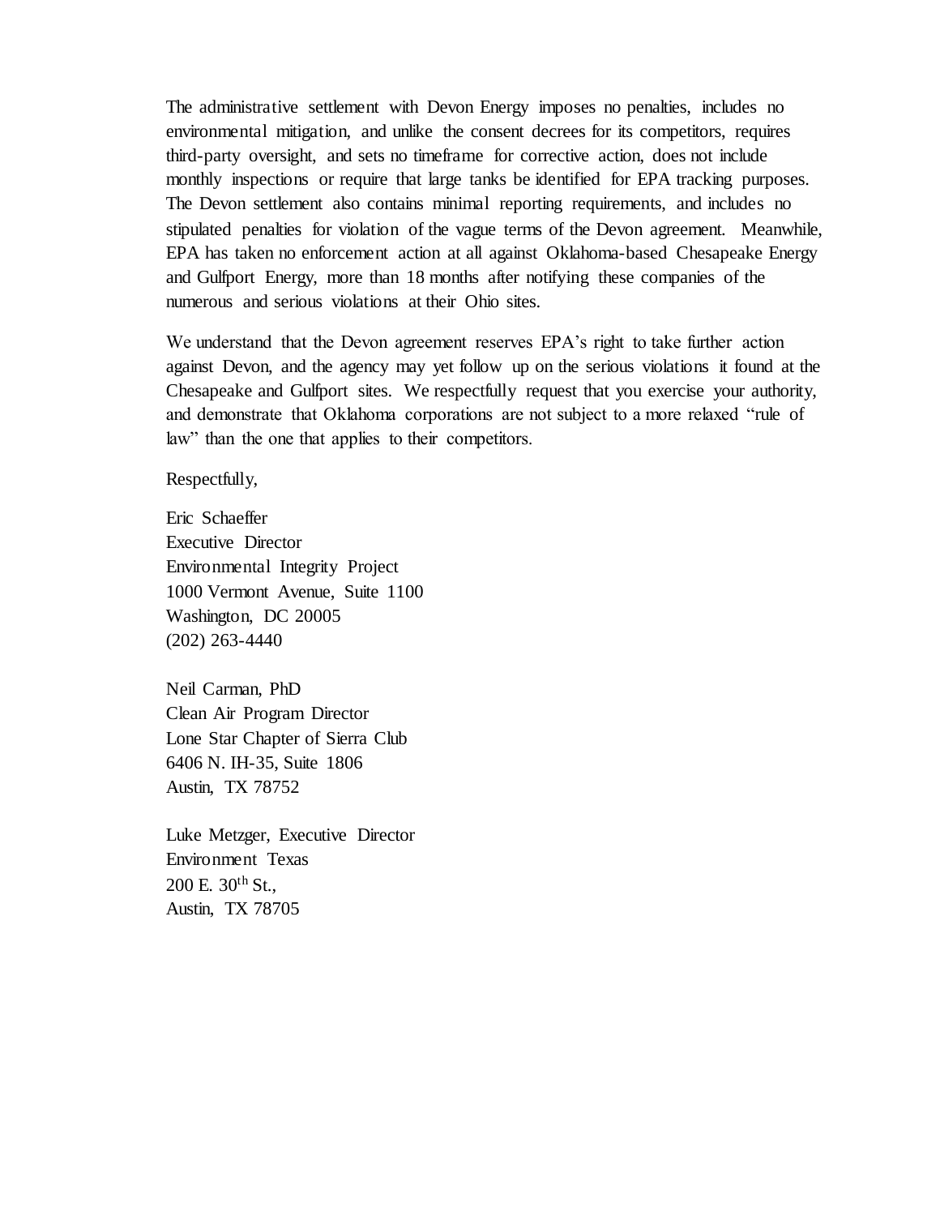The administrative settlement with Devon Energy imposes no penalties, includes no environmental mitigation, and unlike the consent decrees for its competitors, requires third-party oversight, and sets no timeframe for corrective action, does not include monthly inspections or require that large tanks be identified for EPA tracking purposes. The Devon settlement also contains minimal reporting requirements, and includes no stipulated penalties for violation of the vague terms of the Devon agreement. Meanwhile, EPA has taken no enforcement action at all against Oklahoma-based Chesapeake Energy and Gulfport Energy, more than 18 months after notifying these companies of the numerous and serious violations at their Ohio sites.

We understand that the Devon agreement reserves EPA's right to take further action against Devon, and the agency may yet follow up on the serious violations it found at the Chesapeake and Gulfport sites. We respectfully request that you exercise your authority, and demonstrate that Oklahoma corporations are not subject to a more relaxed "rule of law" than the one that applies to their competitors.

Respectfully,

Eric Schaeffer
Executive Director
Environmental Integrity Project
1000 Vermont Avenue, Suite 1100
Washington, DC 20005
(202) 263-4440

Neil Carman, PhD
Clean Air Program Director
Lone Star Chapter of Sierra Club
6406 N. IH-35, Suite 1806
Austin, TX 78752

Luke Metzger, Executive Director
Environment Texas
200 E. 30th St.,
Austin, TX 78705